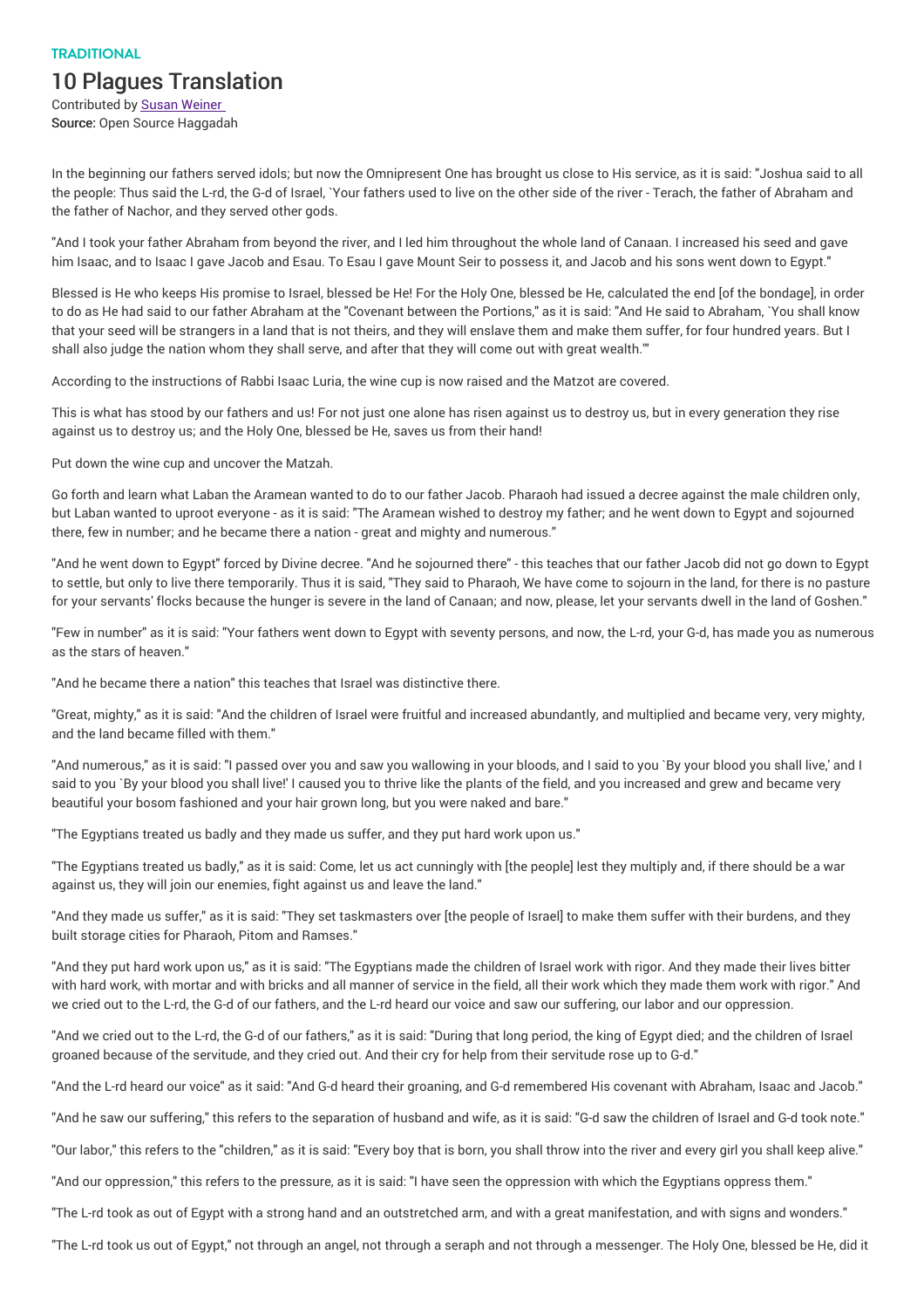TRADITIONAL

# 10 Plagues Translation

Contributed by Susan Weiner
**Source:** Open Source Haggadah

In the beginning our fathers served idols; but now the Omnipresent One has brought us close to His service, as it is said: "Joshua said to all the people: Thus said the L-rd, the G-d of Israel, `Your fathers used to live on the other side of the river - Terach, the father of Abraham and the father of Nachor, and they served other gods.

"And I took your father Abraham from beyond the river, and I led him throughout the whole land of Canaan. I increased his seed and gave him Isaac, and to Isaac I gave Jacob and Esau. To Esau I gave Mount Seir to possess it, and Jacob and his sons went down to Egypt."

Blessed is He who keeps His promise to Israel, blessed be He! For the Holy One, blessed be He, calculated the end [of the bondage], in order to do as He had said to our father Abraham at the "Covenant between the Portions," as it is said: "And He said to Abraham, `You shall know that your seed will be strangers in a land that is not theirs, and they will enslave them and make them suffer, for four hundred years. But I shall also judge the nation whom they shall serve, and after that they will come out with great wealth.'"

According to the instructions of Rabbi Isaac Luria, the wine cup is now raised and the Matzot are covered.

This is what has stood by our fathers and us! For not just one alone has risen against us to destroy us, but in every generation they rise against us to destroy us; and the Holy One, blessed be He, saves us from their hand!

Put down the wine cup and uncover the Matzah.

Go forth and learn what Laban the Aramean wanted to do to our father Jacob. Pharaoh had issued a decree against the male children only, but Laban wanted to uproot everyone - as it is said: "The Aramean wished to destroy my father; and he went down to Egypt and sojourned there, few in number; and he became there a nation - great and mighty and numerous."

"And he went down to Egypt" forced by Divine decree. "And he sojourned there" - this teaches that our father Jacob did not go down to Egypt to settle, but only to live there temporarily. Thus it is said, "They said to Pharaoh, We have come to sojourn in the land, for there is no pasture for your servants' flocks because the hunger is severe in the land of Canaan; and now, please, let your servants dwell in the land of Goshen."

"Few in number" as it is said: "Your fathers went down to Egypt with seventy persons, and now, the L-rd, your G-d, has made you as numerous as the stars of heaven."

"And he became there a nation" this teaches that Israel was distinctive there.

"Great, mighty," as it is said: "And the children of Israel were fruitful and increased abundantly, and multiplied and became very, very mighty, and the land became filled with them."

"And numerous," as it is said: "I passed over you and saw you wallowing in your bloods, and I said to you `By your blood you shall live,' and I said to you `By your blood you shall live!' I caused you to thrive like the plants of the field, and you increased and grew and became very beautiful your bosom fashioned and your hair grown long, but you were naked and bare."

"The Egyptians treated us badly and they made us suffer, and they put hard work upon us."

"The Egyptians treated us badly," as it is said: Come, let us act cunningly with [the people] lest they multiply and, if there should be a war against us, they will join our enemies, fight against us and leave the land."

"And they made us suffer," as it is said: "They set taskmasters over [the people of Israel] to make them suffer with their burdens, and they built storage cities for Pharaoh, Pitom and Ramses."

"And they put hard work upon us," as it is said: "The Egyptians made the children of Israel work with rigor. And they made their lives bitter with hard work, with mortar and with bricks and all manner of service in the field, all their work which they made them work with rigor." And we cried out to the L-rd, the G-d of our fathers, and the L-rd heard our voice and saw our suffering, our labor and our oppression.

"And we cried out to the L-rd, the G-d of our fathers," as it is said: "During that long period, the king of Egypt died; and the children of Israel groaned because of the servitude, and they cried out. And their cry for help from their servitude rose up to G-d."

"And the L-rd heard our voice" as it said: "And G-d heard their groaning, and G-d remembered His covenant with Abraham, Isaac and Jacob."

"And he saw our suffering," this refers to the separation of husband and wife, as it is said: "G-d saw the children of Israel and G-d took note."

"Our labor," this refers to the "children," as it is said: "Every boy that is born, you shall throw into the river and every girl you shall keep alive."

"And our oppression," this refers to the pressure, as it is said: "I have seen the oppression with which the Egyptians oppress them."

"The L-rd took as out of Egypt with a strong hand and an outstretched arm, and with a great manifestation, and with signs and wonders."

"The L-rd took us out of Egypt," not through an angel, not through a seraph and not through a messenger. The Holy One, blessed be He, did it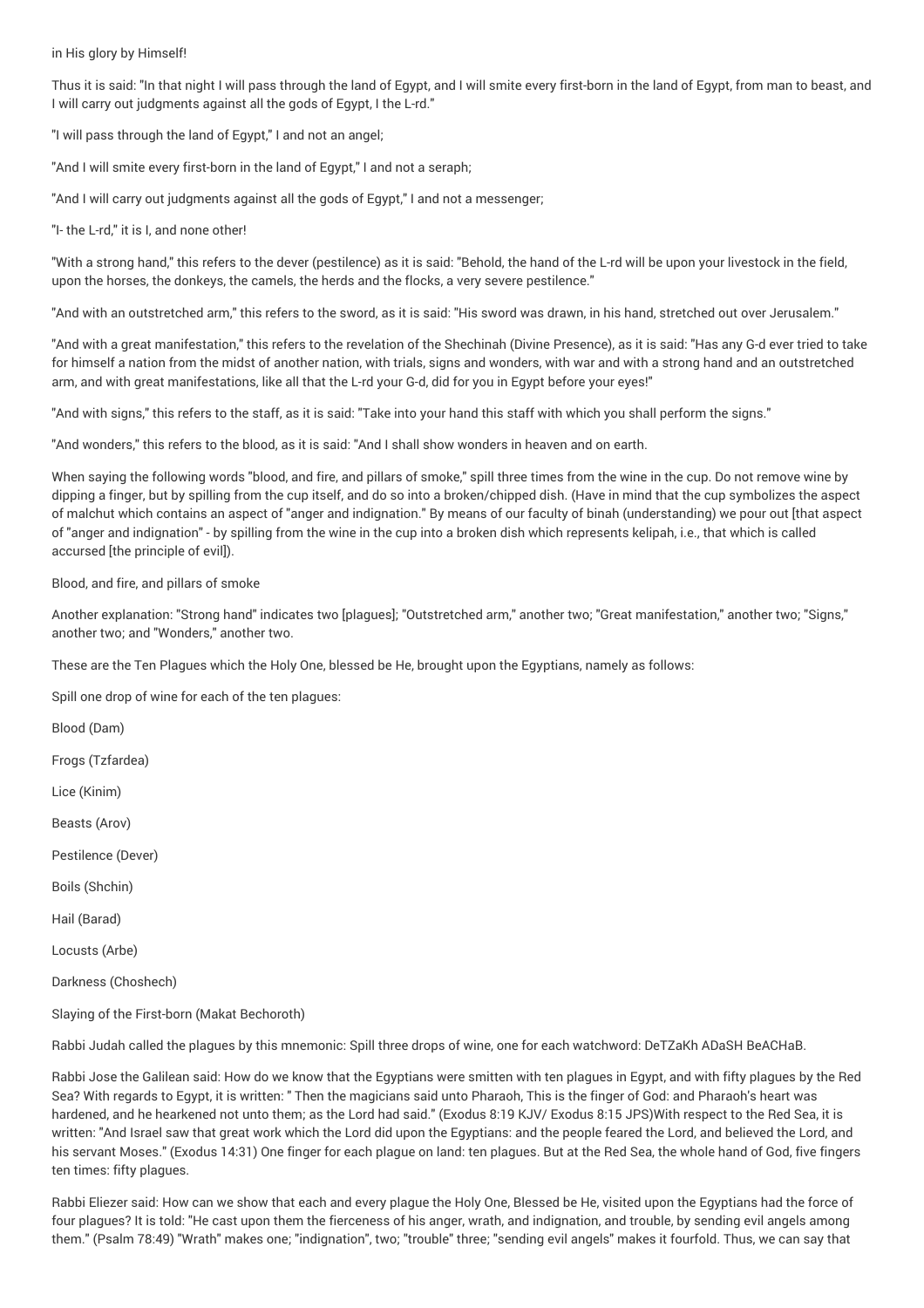in His glory by Himself!

Thus it is said: "In that night I will pass through the land of Egypt, and I will smite every first-born in the land of Egypt, from man to beast, and I will carry out judgments against all the gods of Egypt, I the L-rd."

"I will pass through the land of Egypt," I and not an angel;

"And I will smite every first-born in the land of Egypt," I and not a seraph;

"And I will carry out judgments against all the gods of Egypt," I and not a messenger;

"I- the L-rd," it is I, and none other!

"With a strong hand," this refers to the dever (pestilence) as it is said: "Behold, the hand of the L-rd will be upon your livestock in the field, upon the horses, the donkeys, the camels, the herds and the flocks, a very severe pestilence."

"And with an outstretched arm," this refers to the sword, as it is said: "His sword was drawn, in his hand, stretched out over Jerusalem."

"And with a great manifestation," this refers to the revelation of the Shechinah (Divine Presence), as it is said: "Has any G-d ever tried to take for himself a nation from the midst of another nation, with trials, signs and wonders, with war and with a strong hand and an outstretched arm, and with great manifestations, like all that the L-rd your G-d, did for you in Egypt before your eyes!"

"And with signs," this refers to the staff, as it is said: "Take into your hand this staff with which you shall perform the signs."

"And wonders," this refers to the blood, as it is said: "And I shall show wonders in heaven and on earth.

When saying the following words "blood, and fire, and pillars of smoke," spill three times from the wine in the cup. Do not remove wine by dipping a finger, but by spilling from the cup itself, and do so into a broken/chipped dish. (Have in mind that the cup symbolizes the aspect of malchut which contains an aspect of "anger and indignation." By means of our faculty of binah (understanding) we pour out [that aspect of "anger and indignation" - by spilling from the wine in the cup into a broken dish which represents kelipah, i.e., that which is called accursed [the principle of evil]).

Blood, and fire, and pillars of smoke

Another explanation: "Strong hand" indicates two [plagues]; "Outstretched arm," another two; "Great manifestation," another two; "Signs," another two; and "Wonders," another two.

These are the Ten Plagues which the Holy One, blessed be He, brought upon the Egyptians, namely as follows:

Spill one drop of wine for each of the ten plagues:

Blood (Dam)

Frogs (Tzfardea)

Lice (Kinim)

Beasts (Arov)

Pestilence (Dever)

Boils (Shchin)

Hail (Barad)

Locusts (Arbe)

Darkness (Choshech)

Slaying of the First-born (Makat Bechoroth)

Rabbi Judah called the plagues by this mnemonic: Spill three drops of wine, one for each watchword: DeTZaKh ADaSH BeACHaB.

Rabbi Jose the Galilean said: How do we know that the Egyptians were smitten with ten plagues in Egypt, and with fifty plagues by the Red Sea? With regards to Egypt, it is written: " Then the magicians said unto Pharaoh, This is the finger of God: and Pharaoh's heart was hardened, and he hearkened not unto them; as the Lord had said." (Exodus 8:19 KJV/ Exodus 8:15 JPS)With respect to the Red Sea, it is written: "And Israel saw that great work which the Lord did upon the Egyptians: and the people feared the Lord, and believed the Lord, and his servant Moses." (Exodus 14:31) One finger for each plague on land: ten plagues. But at the Red Sea, the whole hand of God, five fingers ten times: fifty plagues.

Rabbi Eliezer said: How can we show that each and every plague the Holy One, Blessed be He, visited upon the Egyptians had the force of four plagues? It is told: "He cast upon them the fierceness of his anger, wrath, and indignation, and trouble, by sending evil angels among them." (Psalm 78:49) "Wrath" makes one; "indignation", two; "trouble" three; "sending evil angels" makes it fourfold. Thus, we can say that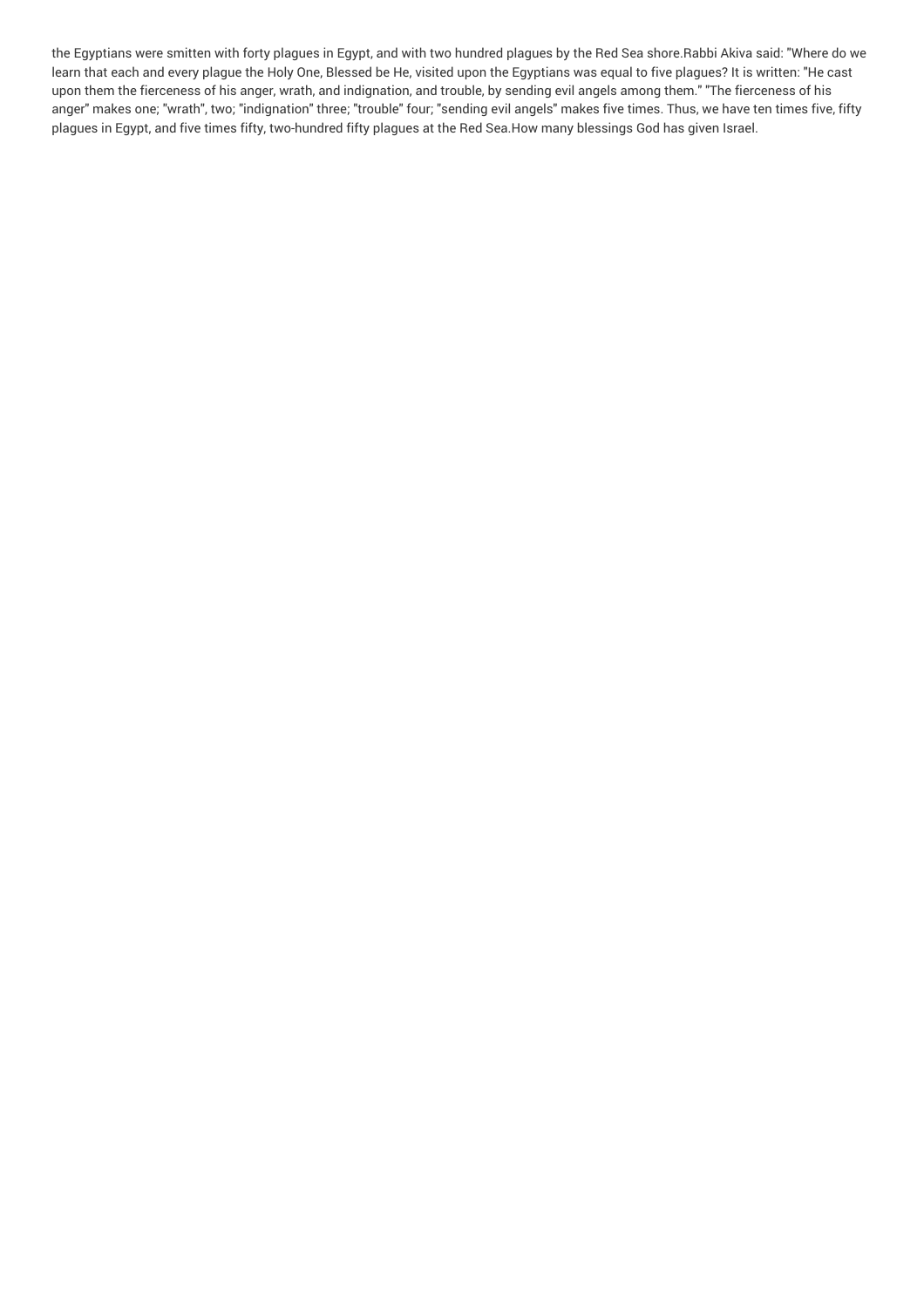the Egyptians were smitten with forty plagues in Egypt, and with two hundred plagues by the Red Sea shore.Rabbi Akiva said: "Where do we learn that each and every plague the Holy One, Blessed be He, visited upon the Egyptians was equal to five plagues? It is written: "He cast upon them the fierceness of his anger, wrath, and indignation, and trouble, by sending evil angels among them." "The fierceness of his anger" makes one; "wrath", two; "indignation" three; "trouble" four; "sending evil angels" makes five times. Thus, we have ten times five, fifty plagues in Egypt, and five times fifty, two-hundred fifty plagues at the Red Sea.How many blessings God has given Israel.